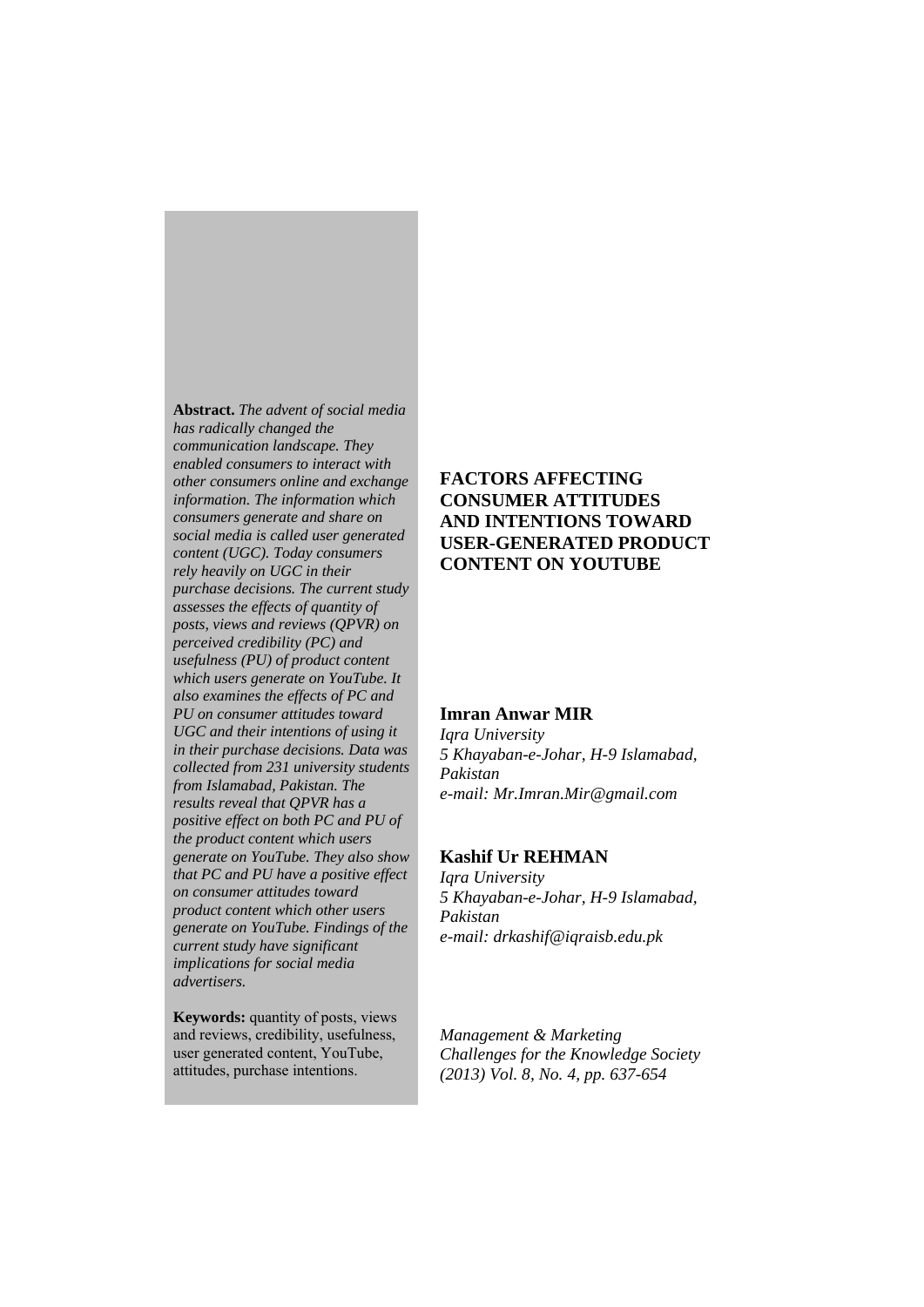# FACTORS AFFECTING CONSUMER ATTITUDES AND INTENTIONS TOWARD USER-GENERATED PRODUCT CONTENT ON YOUTUBE

**Imran Anwar MIR**
*Iqra University*
*5 Khayaban-e-Johar, H-9 Islamabad, Pakistan*
*e-mail: Mr.Imran.Mir@gmail.com*

**Kashif Ur REHMAN**
*Iqra University*
*5 Khayaban-e-Johar, H-9 Islamabad, Pakistan*
*e-mail: drkashif@iqraisb.edu.pk*

*Management & Marketing Challenges for the Knowledge Society (2013) Vol. 8, No. 4, pp. 637-654*

**Abstract.** *The advent of social media has radically changed the communication landscape. They enabled consumers to interact with other consumers online and exchange information. The information which consumers generate and share on social media is called user generated content (UGC). Today consumers rely heavily on UGC in their purchase decisions. The current study assesses the effects of quantity of posts, views and reviews (QPVR) on perceived credibility (PC) and usefulness (PU) of product content which users generate on YouTube. It also examines the effects of PC and PU on consumer attitudes toward UGC and their intentions of using it in their purchase decisions. Data was collected from 231 university students from Islamabad, Pakistan. The results reveal that QPVR has a positive effect on both PC and PU of the product content which users generate on YouTube. They also show that PC and PU have a positive effect on consumer attitudes toward product content which other users generate on YouTube. Findings of the current study have significant implications for social media advertisers.*

**Keywords:** quantity of posts, views and reviews, credibility, usefulness, user generated content, YouTube, attitudes, purchase intentions.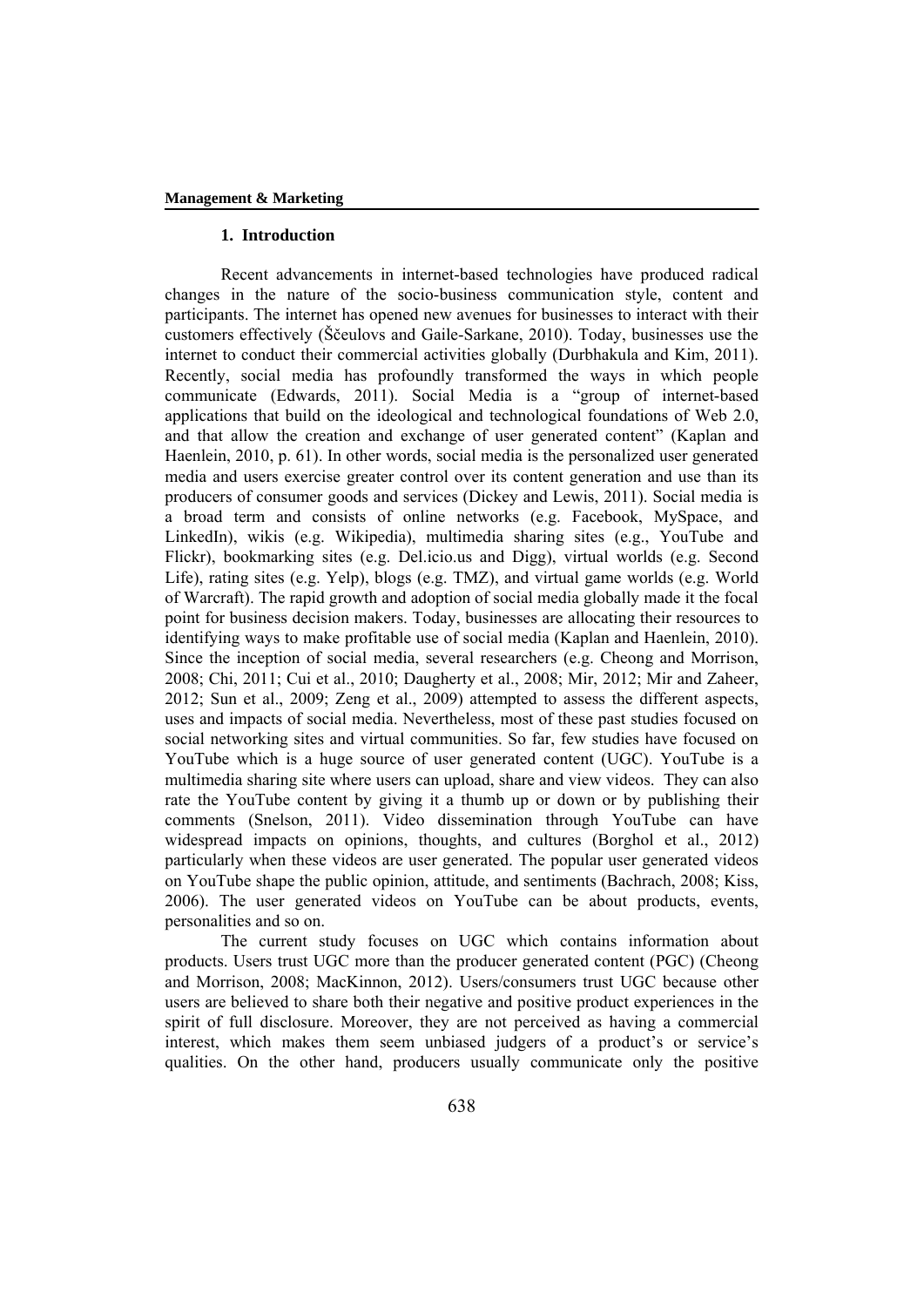## 1. Introduction

Recent advancements in internet-based technologies have produced radical changes in the nature of the socio-business communication style, content and participants. The internet has opened new avenues for businesses to interact with their customers effectively (Ščeulovs and Gaile-Sarkane, 2010). Today, businesses use the internet to conduct their commercial activities globally (Durbhakula and Kim, 2011). Recently, social media has profoundly transformed the ways in which people communicate (Edwards, 2011). Social Media is a "group of internet-based applications that build on the ideological and technological foundations of Web 2.0, and that allow the creation and exchange of user generated content" (Kaplan and Haenlein, 2010, p. 61). In other words, social media is the personalized user generated media and users exercise greater control over its content generation and use than its producers of consumer goods and services (Dickey and Lewis, 2011). Social media is a broad term and consists of online networks (e.g. Facebook, MySpace, and LinkedIn), wikis (e.g. Wikipedia), multimedia sharing sites (e.g., YouTube and Flickr), bookmarking sites (e.g. Del.icio.us and Digg), virtual worlds (e.g. Second Life), rating sites (e.g. Yelp), blogs (e.g. TMZ), and virtual game worlds (e.g. World of Warcraft). The rapid growth and adoption of social media globally made it the focal point for business decision makers. Today, businesses are allocating their resources to identifying ways to make profitable use of social media (Kaplan and Haenlein, 2010). Since the inception of social media, several researchers (e.g. Cheong and Morrison, 2008; Chi, 2011; Cui et al., 2010; Daugherty et al., 2008; Mir, 2012; Mir and Zaheer, 2012; Sun et al., 2009; Zeng et al., 2009) attempted to assess the different aspects, uses and impacts of social media. Nevertheless, most of these past studies focused on social networking sites and virtual communities. So far, few studies have focused on YouTube which is a huge source of user generated content (UGC). YouTube is a multimedia sharing site where users can upload, share and view videos. They can also rate the YouTube content by giving it a thumb up or down or by publishing their comments (Snelson, 2011). Video dissemination through YouTube can have widespread impacts on opinions, thoughts, and cultures (Borghol et al., 2012) particularly when these videos are user generated. The popular user generated videos on YouTube shape the public opinion, attitude, and sentiments (Bachrach, 2008; Kiss, 2006). The user generated videos on YouTube can be about products, events, personalities and so on.

The current study focuses on UGC which contains information about products. Users trust UGC more than the producer generated content (PGC) (Cheong and Morrison, 2008; MacKinnon, 2012). Users/consumers trust UGC because other users are believed to share both their negative and positive product experiences in the spirit of full disclosure. Moreover, they are not perceived as having a commercial interest, which makes them seem unbiased judgers of a product's or service's qualities. On the other hand, producers usually communicate only the positive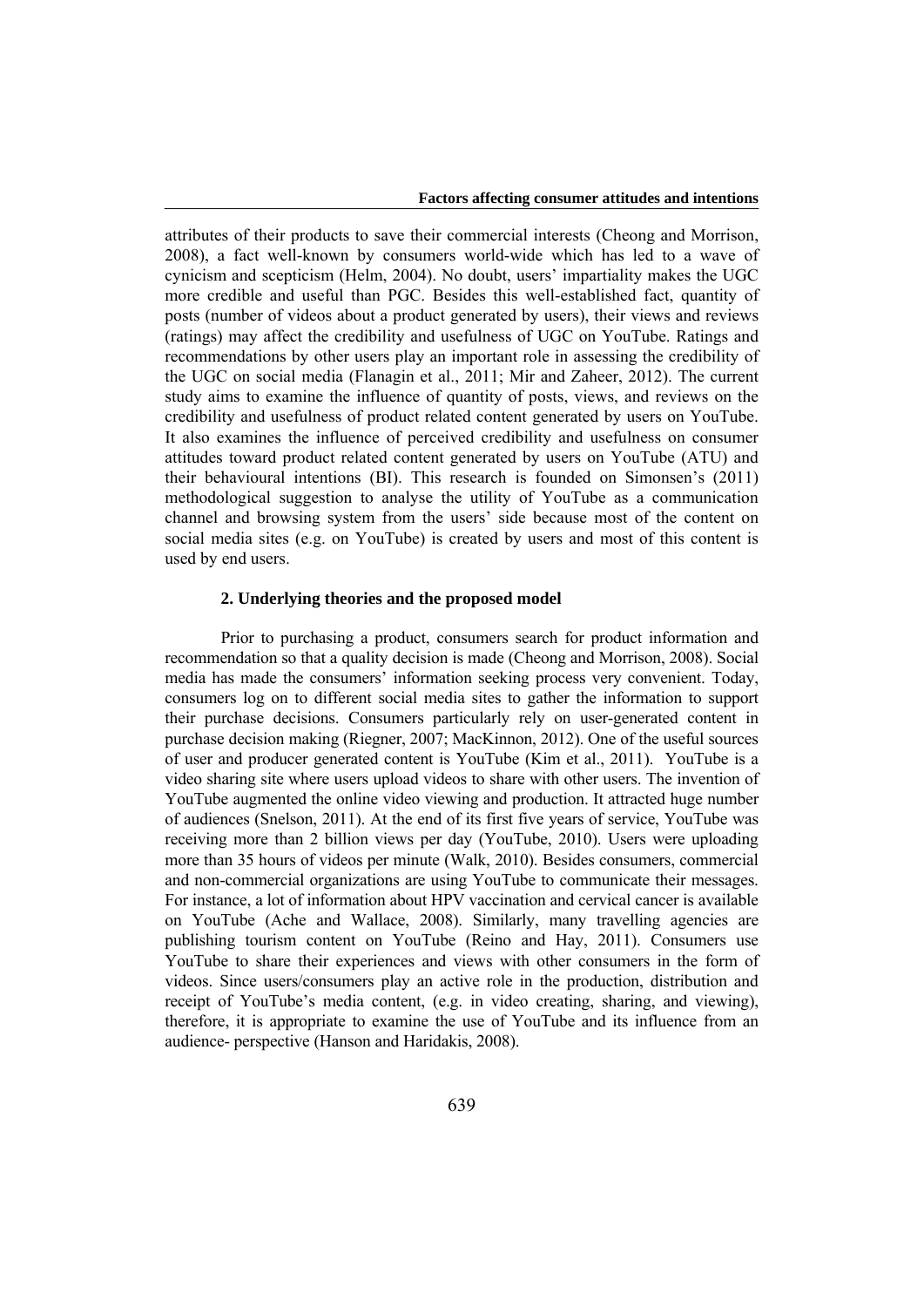attributes of their products to save their commercial interests (Cheong and Morrison, 2008), a fact well-known by consumers world-wide which has led to a wave of cynicism and scepticism (Helm, 2004). No doubt, users' impartiality makes the UGC more credible and useful than PGC. Besides this well-established fact, quantity of posts (number of videos about a product generated by users), their views and reviews (ratings) may affect the credibility and usefulness of UGC on YouTube. Ratings and recommendations by other users play an important role in assessing the credibility of the UGC on social media (Flanagin et al., 2011; Mir and Zaheer, 2012). The current study aims to examine the influence of quantity of posts, views, and reviews on the credibility and usefulness of product related content generated by users on YouTube. It also examines the influence of perceived credibility and usefulness on consumer attitudes toward product related content generated by users on YouTube (ATU) and their behavioural intentions (BI). This research is founded on Simonsen's (2011) methodological suggestion to analyse the utility of YouTube as a communication channel and browsing system from the users' side because most of the content on social media sites (e.g. on YouTube) is created by users and most of this content is used by end users.

## 2. Underlying theories and the proposed model

Prior to purchasing a product, consumers search for product information and recommendation so that a quality decision is made (Cheong and Morrison, 2008). Social media has made the consumers' information seeking process very convenient. Today, consumers log on to different social media sites to gather the information to support their purchase decisions. Consumers particularly rely on user-generated content in purchase decision making (Riegner, 2007; MacKinnon, 2012). One of the useful sources of user and producer generated content is YouTube (Kim et al., 2011). YouTube is a video sharing site where users upload videos to share with other users. The invention of YouTube augmented the online video viewing and production. It attracted huge number of audiences (Snelson, 2011). At the end of its first five years of service, YouTube was receiving more than 2 billion views per day (YouTube, 2010). Users were uploading more than 35 hours of videos per minute (Walk, 2010). Besides consumers, commercial and non-commercial organizations are using YouTube to communicate their messages. For instance, a lot of information about HPV vaccination and cervical cancer is available on YouTube (Ache and Wallace, 2008). Similarly, many travelling agencies are publishing tourism content on YouTube (Reino and Hay, 2011). Consumers use YouTube to share their experiences and views with other consumers in the form of videos. Since users/consumers play an active role in the production, distribution and receipt of YouTube's media content, (e.g. in video creating, sharing, and viewing), therefore, it is appropriate to examine the use of YouTube and its influence from an audience- perspective (Hanson and Haridakis, 2008).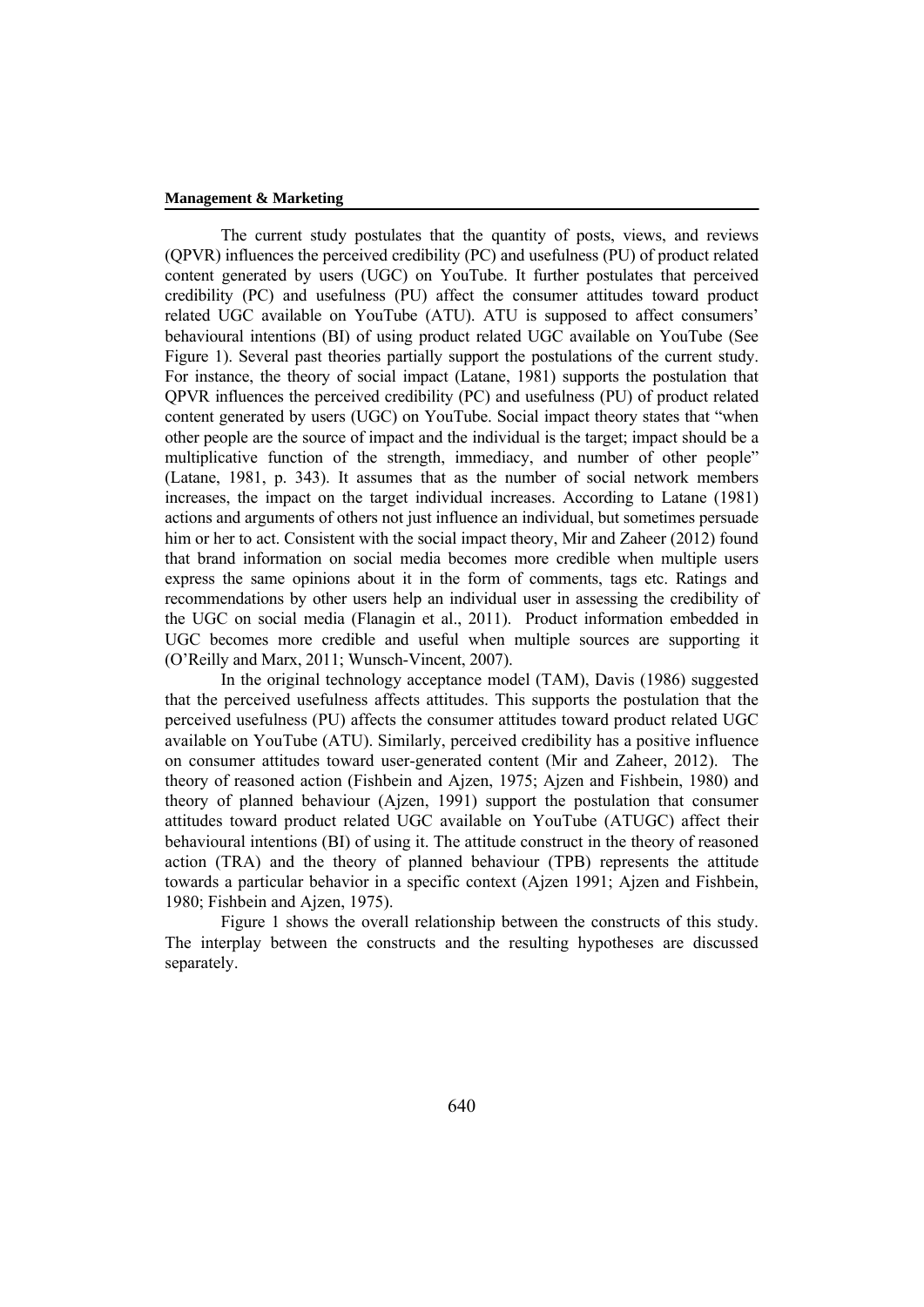The current study postulates that the quantity of posts, views, and reviews (QPVR) influences the perceived credibility (PC) and usefulness (PU) of product related content generated by users (UGC) on YouTube. It further postulates that perceived credibility (PC) and usefulness (PU) affect the consumer attitudes toward product related UGC available on YouTube (ATU). ATU is supposed to affect consumers' behavioural intentions (BI) of using product related UGC available on YouTube (See Figure 1). Several past theories partially support the postulations of the current study. For instance, the theory of social impact (Latane, 1981) supports the postulation that QPVR influences the perceived credibility (PC) and usefulness (PU) of product related content generated by users (UGC) on YouTube. Social impact theory states that "when other people are the source of impact and the individual is the target; impact should be a multiplicative function of the strength, immediacy, and number of other people" (Latane, 1981, p. 343). It assumes that as the number of social network members increases, the impact on the target individual increases. According to Latane (1981) actions and arguments of others not just influence an individual, but sometimes persuade him or her to act. Consistent with the social impact theory, Mir and Zaheer (2012) found that brand information on social media becomes more credible when multiple users express the same opinions about it in the form of comments, tags etc. Ratings and recommendations by other users help an individual user in assessing the credibility of the UGC on social media (Flanagin et al., 2011). Product information embedded in UGC becomes more credible and useful when multiple sources are supporting it (O'Reilly and Marx, 2011; Wunsch-Vincent, 2007).

In the original technology acceptance model (TAM), Davis (1986) suggested that the perceived usefulness affects attitudes. This supports the postulation that the perceived usefulness (PU) affects the consumer attitudes toward product related UGC available on YouTube (ATU). Similarly, perceived credibility has a positive influence on consumer attitudes toward user-generated content (Mir and Zaheer, 2012). The theory of reasoned action (Fishbein and Ajzen, 1975; Ajzen and Fishbein, 1980) and theory of planned behaviour (Ajzen, 1991) support the postulation that consumer attitudes toward product related UGC available on YouTube (ATUGC) affect their behavioural intentions (BI) of using it. The attitude construct in the theory of reasoned action (TRA) and the theory of planned behaviour (TPB) represents the attitude towards a particular behavior in a specific context (Ajzen 1991; Ajzen and Fishbein, 1980; Fishbein and Ajzen, 1975).

Figure 1 shows the overall relationship between the constructs of this study. The interplay between the constructs and the resulting hypotheses are discussed separately.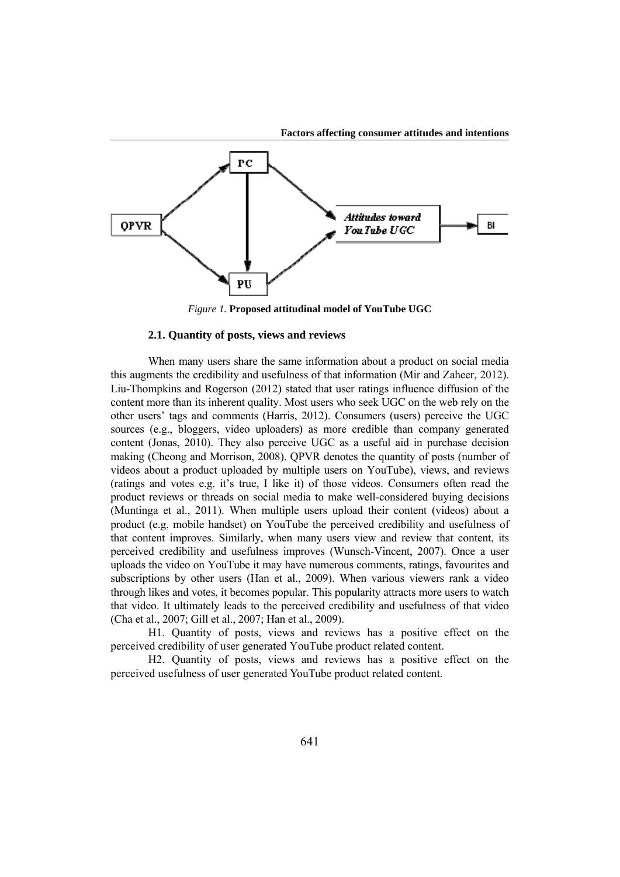*Figure 1.* **Proposed attitudinal model of YouTube UGC**

### 2.1. Quantity of posts, views and reviews

When many users share the same information about a product on social media this augments the credibility and usefulness of that information (Mir and Zaheer, 2012). Liu-Thompkins and Rogerson (2012) stated that user ratings influence diffusion of the content more than its inherent quality. Most users who seek UGC on the web rely on the other users' tags and comments (Harris, 2012). Consumers (users) perceive the UGC sources (e.g., bloggers, video uploaders) as more credible than company generated content (Jonas, 2010). They also perceive UGC as a useful aid in purchase decision making (Cheong and Morrison, 2008). QPVR denotes the quantity of posts (number of videos about a product uploaded by multiple users on YouTube), views, and reviews (ratings and votes e.g. it's true, I like it) of those videos. Consumers often read the product reviews or threads on social media to make well-considered buying decisions (Muntinga et al., 2011). When multiple users upload their content (videos) about a product (e.g. mobile handset) on YouTube the perceived credibility and usefulness of that content improves. Similarly, when many users view and review that content, its perceived credibility and usefulness improves (Wunsch-Vincent, 2007). Once a user uploads the video on YouTube it may have numerous comments, ratings, favourites and subscriptions by other users (Han et al., 2009). When various viewers rank a video through likes and votes, it becomes popular. This popularity attracts more users to watch that video. It ultimately leads to the perceived credibility and usefulness of that video (Cha et al., 2007; Gill et al., 2007; Han et al., 2009).

H1. Quantity of posts, views and reviews has a positive effect on the perceived credibility of user generated YouTube product related content.

H2. Quantity of posts, views and reviews has a positive effect on the perceived usefulness of user generated YouTube product related content.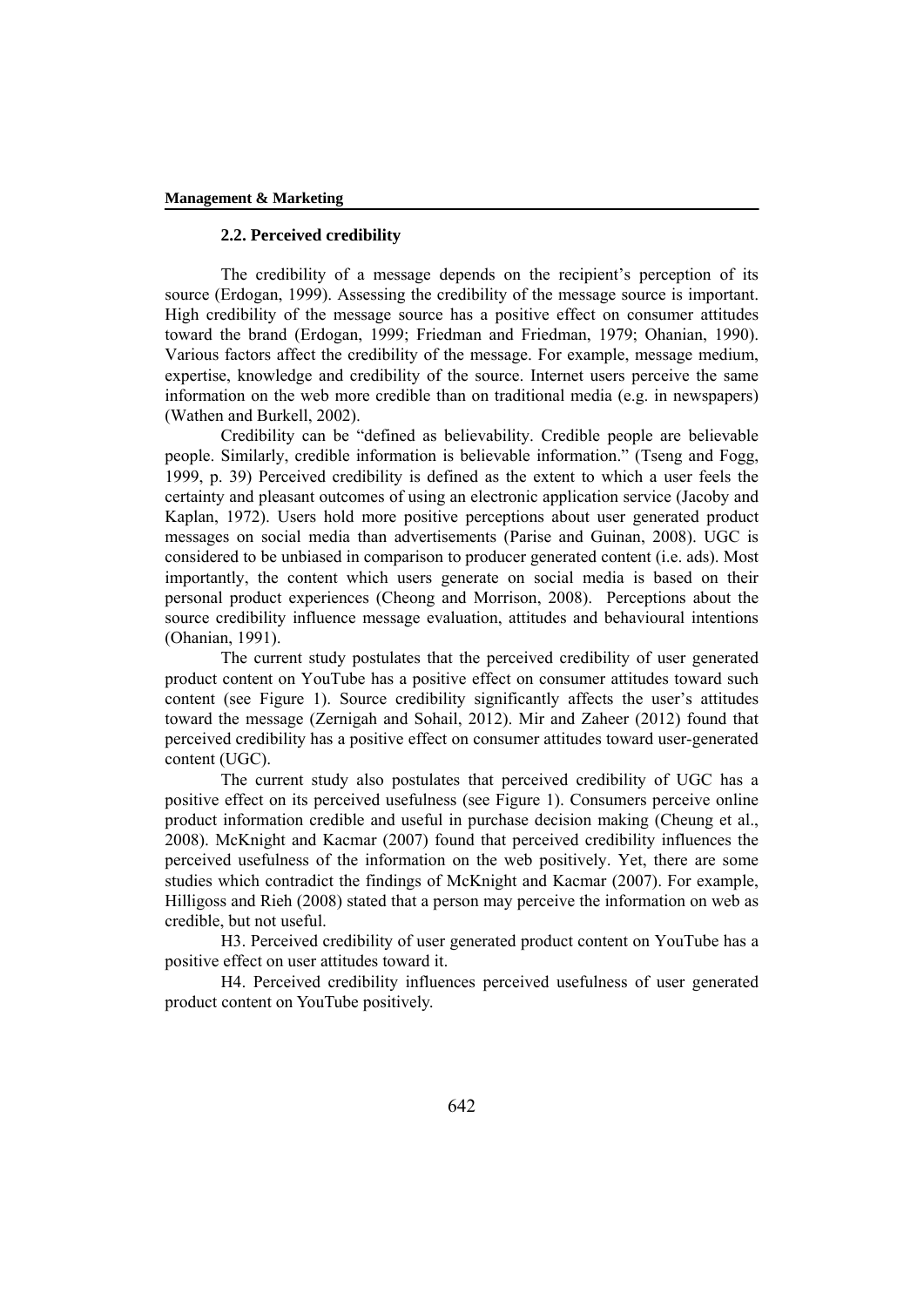### 2.2. Perceived credibility

The credibility of a message depends on the recipient's perception of its source (Erdogan, 1999). Assessing the credibility of the message source is important. High credibility of the message source has a positive effect on consumer attitudes toward the brand (Erdogan, 1999; Friedman and Friedman, 1979; Ohanian, 1990). Various factors affect the credibility of the message. For example, message medium, expertise, knowledge and credibility of the source. Internet users perceive the same information on the web more credible than on traditional media (e.g. in newspapers) (Wathen and Burkell, 2002).

Credibility can be "defined as believability. Credible people are believable people. Similarly, credible information is believable information." (Tseng and Fogg, 1999, p. 39) Perceived credibility is defined as the extent to which a user feels the certainty and pleasant outcomes of using an electronic application service (Jacoby and Kaplan, 1972). Users hold more positive perceptions about user generated product messages on social media than advertisements (Parise and Guinan, 2008). UGC is considered to be unbiased in comparison to producer generated content (i.e. ads). Most importantly, the content which users generate on social media is based on their personal product experiences (Cheong and Morrison, 2008). Perceptions about the source credibility influence message evaluation, attitudes and behavioural intentions (Ohanian, 1991).

The current study postulates that the perceived credibility of user generated product content on YouTube has a positive effect on consumer attitudes toward such content (see Figure 1). Source credibility significantly affects the user's attitudes toward the message (Zernigah and Sohail, 2012). Mir and Zaheer (2012) found that perceived credibility has a positive effect on consumer attitudes toward user-generated content (UGC).

The current study also postulates that perceived credibility of UGC has a positive effect on its perceived usefulness (see Figure 1). Consumers perceive online product information credible and useful in purchase decision making (Cheung et al., 2008). McKnight and Kacmar (2007) found that perceived credibility influences the perceived usefulness of the information on the web positively. Yet, there are some studies which contradict the findings of McKnight and Kacmar (2007). For example, Hilligoss and Rieh (2008) stated that a person may perceive the information on web as credible, but not useful.

H3. Perceived credibility of user generated product content on YouTube has a positive effect on user attitudes toward it.

H4. Perceived credibility influences perceived usefulness of user generated product content on YouTube positively.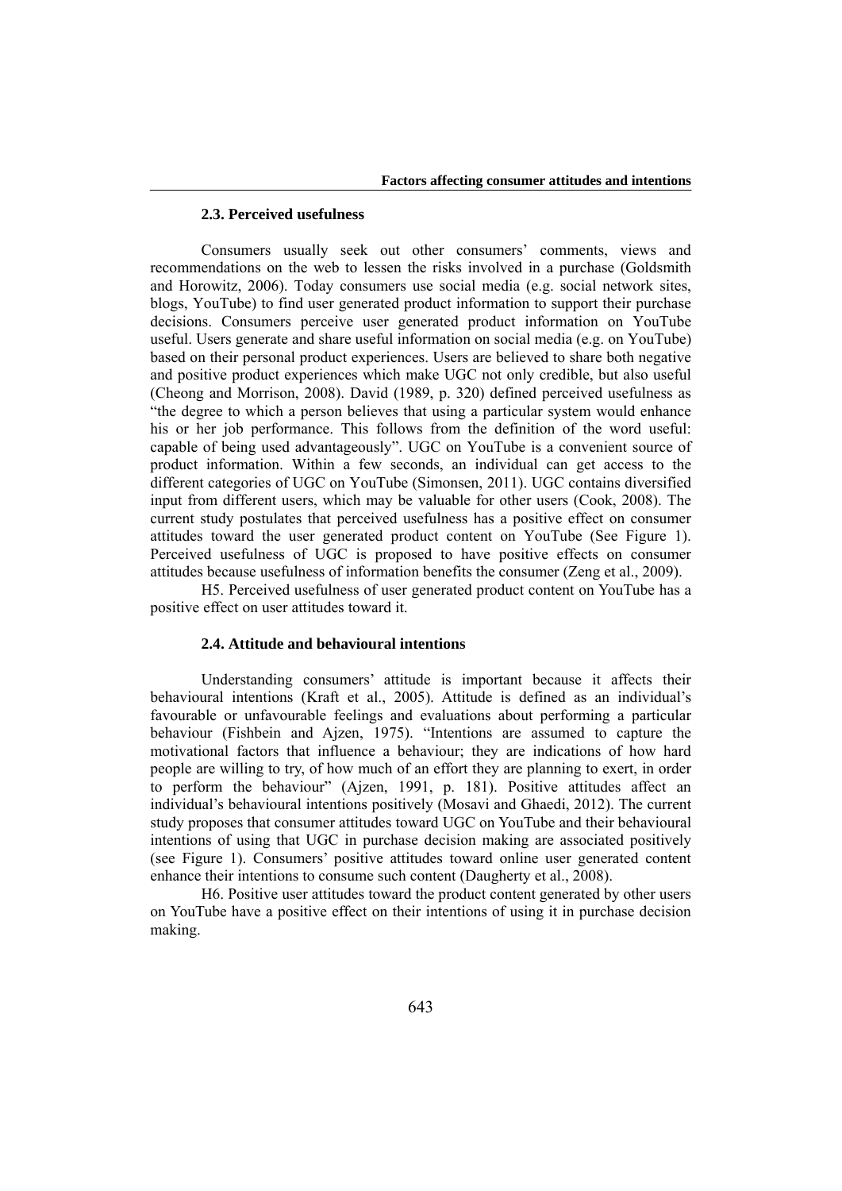### 2.3. Perceived usefulness

Consumers usually seek out other consumers' comments, views and recommendations on the web to lessen the risks involved in a purchase (Goldsmith and Horowitz, 2006). Today consumers use social media (e.g. social network sites, blogs, YouTube) to find user generated product information to support their purchase decisions. Consumers perceive user generated product information on YouTube useful. Users generate and share useful information on social media (e.g. on YouTube) based on their personal product experiences. Users are believed to share both negative and positive product experiences which make UGC not only credible, but also useful (Cheong and Morrison, 2008). David (1989, p. 320) defined perceived usefulness as "the degree to which a person believes that using a particular system would enhance his or her job performance. This follows from the definition of the word useful: capable of being used advantageously". UGC on YouTube is a convenient source of product information. Within a few seconds, an individual can get access to the different categories of UGC on YouTube (Simonsen, 2011). UGC contains diversified input from different users, which may be valuable for other users (Cook, 2008). The current study postulates that perceived usefulness has a positive effect on consumer attitudes toward the user generated product content on YouTube (See Figure 1). Perceived usefulness of UGC is proposed to have positive effects on consumer attitudes because usefulness of information benefits the consumer (Zeng et al., 2009).

H5. Perceived usefulness of user generated product content on YouTube has a positive effect on user attitudes toward it.

### 2.4. Attitude and behavioural intentions

Understanding consumers' attitude is important because it affects their behavioural intentions (Kraft et al., 2005). Attitude is defined as an individual's favourable or unfavourable feelings and evaluations about performing a particular behaviour (Fishbein and Ajzen, 1975). "Intentions are assumed to capture the motivational factors that influence a behaviour; they are indications of how hard people are willing to try, of how much of an effort they are planning to exert, in order to perform the behaviour" (Ajzen, 1991, p. 181). Positive attitudes affect an individual's behavioural intentions positively (Mosavi and Ghaedi, 2012). The current study proposes that consumer attitudes toward UGC on YouTube and their behavioural intentions of using that UGC in purchase decision making are associated positively (see Figure 1). Consumers' positive attitudes toward online user generated content enhance their intentions to consume such content (Daugherty et al., 2008).

H6. Positive user attitudes toward the product content generated by other users on YouTube have a positive effect on their intentions of using it in purchase decision making.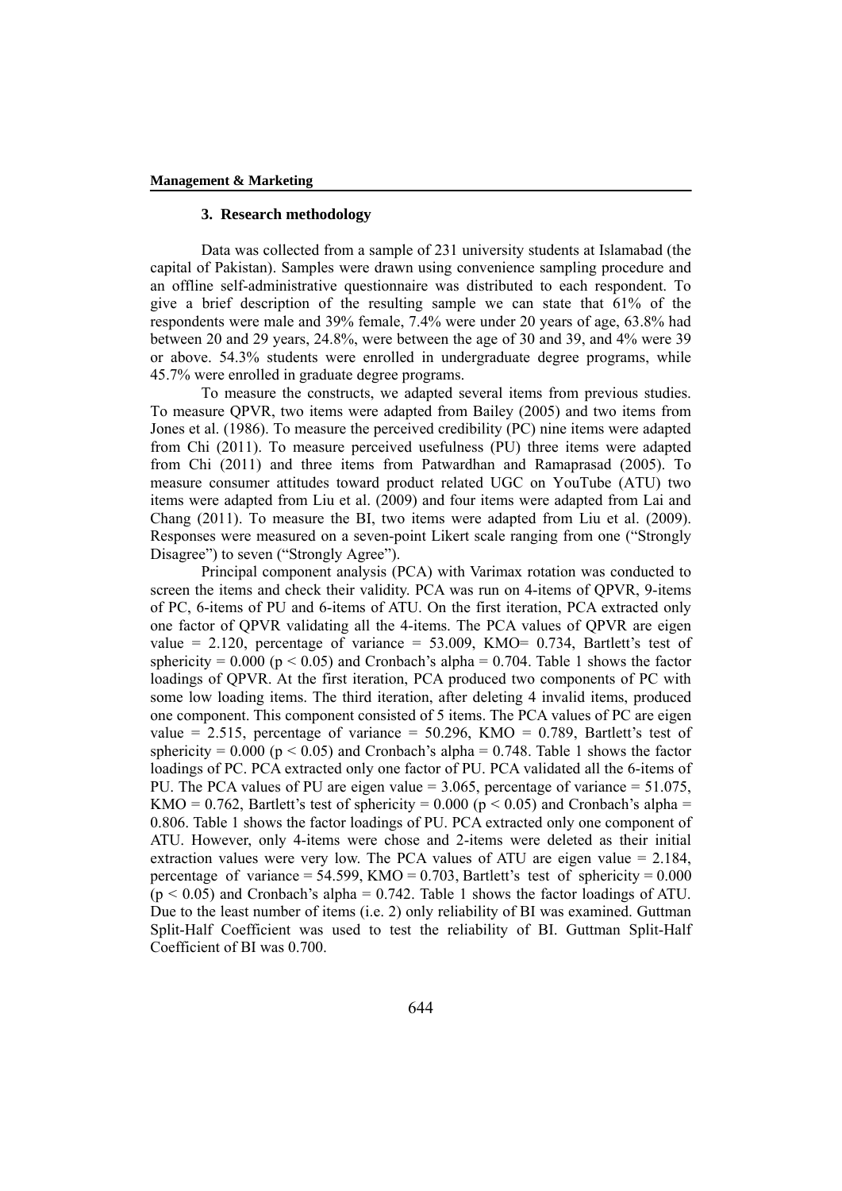## 3. Research methodology

Data was collected from a sample of 231 university students at Islamabad (the capital of Pakistan). Samples were drawn using convenience sampling procedure and an offline self-administrative questionnaire was distributed to each respondent. To give a brief description of the resulting sample we can state that 61% of the respondents were male and 39% female, 7.4% were under 20 years of age, 63.8% had between 20 and 29 years, 24.8%, were between the age of 30 and 39, and 4% were 39 or above. 54.3% students were enrolled in undergraduate degree programs, while 45.7% were enrolled in graduate degree programs.

To measure the constructs, we adapted several items from previous studies. To measure QPVR, two items were adapted from Bailey (2005) and two items from Jones et al. (1986). To measure the perceived credibility (PC) nine items were adapted from Chi (2011). To measure perceived usefulness (PU) three items were adapted from Chi (2011) and three items from Patwardhan and Ramaprasad (2005). To measure consumer attitudes toward product related UGC on YouTube (ATU) two items were adapted from Liu et al. (2009) and four items were adapted from Lai and Chang (2011). To measure the BI, two items were adapted from Liu et al. (2009). Responses were measured on a seven-point Likert scale ranging from one ("Strongly Disagree") to seven ("Strongly Agree").

Principal component analysis (PCA) with Varimax rotation was conducted to screen the items and check their validity. PCA was run on 4-items of QPVR, 9-items of PC, 6-items of PU and 6-items of ATU. On the first iteration, PCA extracted only one factor of QPVR validating all the 4-items. The PCA values of QPVR are eigen value = 2.120, percentage of variance = 53.009, KMO= 0.734, Bartlett's test of sphericity = 0.000 ($p < 0.05$) and Cronbach's alpha = 0.704. Table 1 shows the factor loadings of QPVR. At the first iteration, PCA produced two components of PC with some low loading items. The third iteration, after deleting 4 invalid items, produced one component. This component consisted of 5 items. The PCA values of PC are eigen value = 2.515, percentage of variance = 50.296, KMO = 0.789, Bartlett's test of sphericity = 0.000 ($p < 0.05$) and Cronbach's alpha = 0.748. Table 1 shows the factor loadings of PC. PCA extracted only one factor of PU. PCA validated all the 6-items of PU. The PCA values of PU are eigen value = 3.065, percentage of variance = 51.075, KMO = 0.762, Bartlett's test of sphericity = 0.000 ($p < 0.05$) and Cronbach's alpha = 0.806. Table 1 shows the factor loadings of PU. PCA extracted only one component of ATU. However, only 4-items were chose and 2-items were deleted as their initial extraction values were very low. The PCA values of ATU are eigen value = 2.184, percentage of variance = 54.599, KMO = 0.703, Bartlett's test of sphericity = 0.000 ($p < 0.05$) and Cronbach's alpha = 0.742. Table 1 shows the factor loadings of ATU. Due to the least number of items (i.e. 2) only reliability of BI was examined. Guttman Split-Half Coefficient was used to test the reliability of BI. Guttman Split-Half Coefficient of BI was 0.700.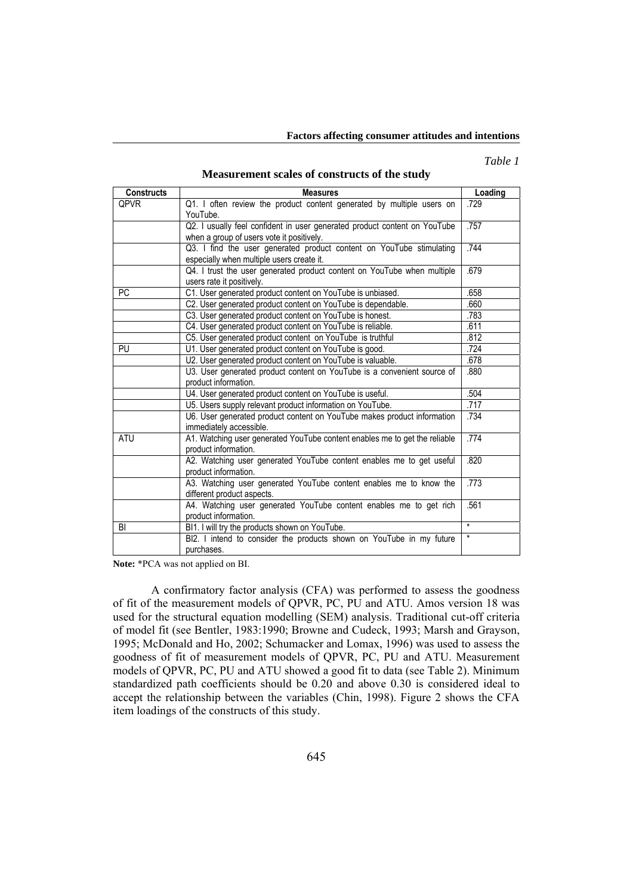*Table 1*

**Measurement scales of constructs of the study**

| Constructs | Measures | Loading |
|---|---|---|
| QPVR | Q1. I often review the product content generated by multiple users on YouTube. | .729 |
| | Q2. I usually feel confident in user generated product content on YouTube when a group of users vote it positively. | .757 |
| | Q3. I find the user generated product content on YouTube stimulating especially when multiple users create it. | .744 |
| | Q4. I trust the user generated product content on YouTube when multiple users rate it positively. | .679 |
| PC | C1. User generated product content on YouTube is unbiased. | .658 |
| | C2. User generated product content on YouTube is dependable. | .660 |
| | C3. User generated product content on YouTube is honest. | .783 |
| | C4. User generated product content on YouTube is reliable. | .611 |
| | C5. User generated product content on YouTube is truthful | .812 |
| PU | U1. User generated product content on YouTube is good. | .724 |
| | U2. User generated product content on YouTube is valuable. | .678 |
| | U3. User generated product content on YouTube is a convenient source of product information. | .880 |
| | U4. User generated product content on YouTube is useful. | .504 |
| | U5. Users supply relevant product information on YouTube. | .717 |
| | U6. User generated product content on YouTube makes product information immediately accessible. | .734 |
| ATU | A1. Watching user generated YouTube content enables me to get the reliable product information. | .774 |
| | A2. Watching user generated YouTube content enables me to get useful product information. | .820 |
| | A3. Watching user generated YouTube content enables me to know the different product aspects. | .773 |
| | A4. Watching user generated YouTube content enables me to get rich product information. | .561 |
| BI | BI1. I will try the products shown on YouTube. | * |
| | BI2. I intend to consider the products shown on YouTube in my future purchases. | * |

**Note:** *PCA was not applied on BI.

A confirmatory factor analysis (CFA) was performed to assess the goodness of fit of the measurement models of QPVR, PC, PU and ATU. Amos version 18 was used for the structural equation modelling (SEM) analysis. Traditional cut-off criteria of model fit (see Bentler, 1983:1990; Browne and Cudeck, 1993; Marsh and Grayson, 1995; McDonald and Ho, 2002; Schumacker and Lomax, 1996) was used to assess the goodness of fit of measurement models of QPVR, PC, PU and ATU. Measurement models of QPVR, PC, PU and ATU showed a good fit to data (see Table 2). Minimum standardized path coefficients should be 0.20 and above 0.30 is considered ideal to accept the relationship between the variables (Chin, 1998). Figure 2 shows the CFA item loadings of the constructs of this study.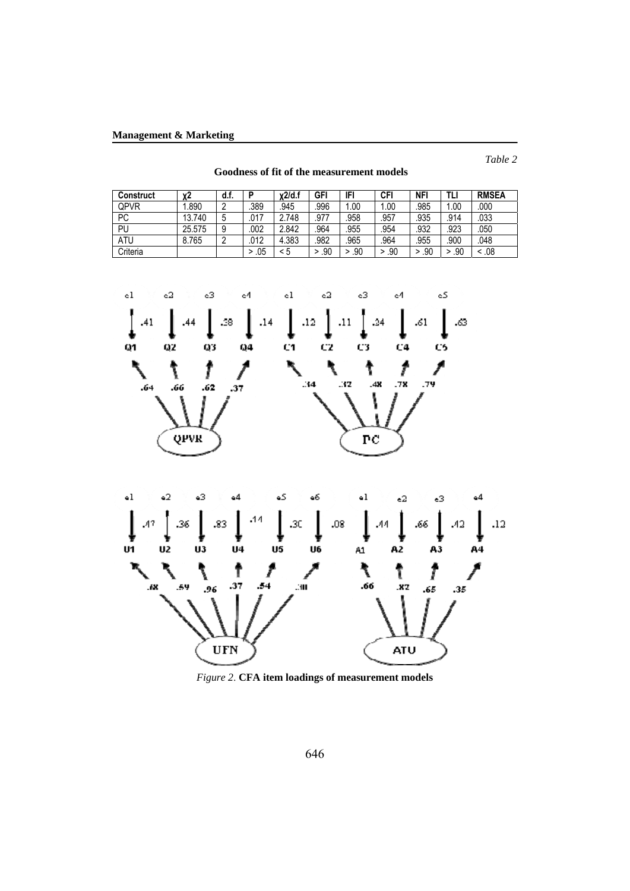*Table 2*

**Goodness of fit of the measurement models**

| Construct | χ2 | d.f. | P | χ2/d.f | GFI | IFI | CFI | NFI | TLI | RMSEA |
|---|---|---|---|---|---|---|---|---|---|---|
| QPVR | 1.890 | 2 | .389 | .945 | .996 | 1.00 | 1.00 | .985 | 1.00 | .000 |
| PC | 13.740 | 5 | .017 | 2.748 | .977 | .958 | .957 | .935 | .914 | .033 |
| PU | 25.575 | 9 | .002 | 2.842 | .964 | .955 | .954 | .932 | .923 | .050 |
| ATU | 8.765 | 2 | .012 | 4.383 | .982 | .965 | .964 | .955 | .900 | .048 |
| Criteria | | | > .05 | < 5 | > .90 | > .90 | > .90 | > .90 | > .90 | < .08 |

*Figure 2.* **CFA item loadings of measurement models**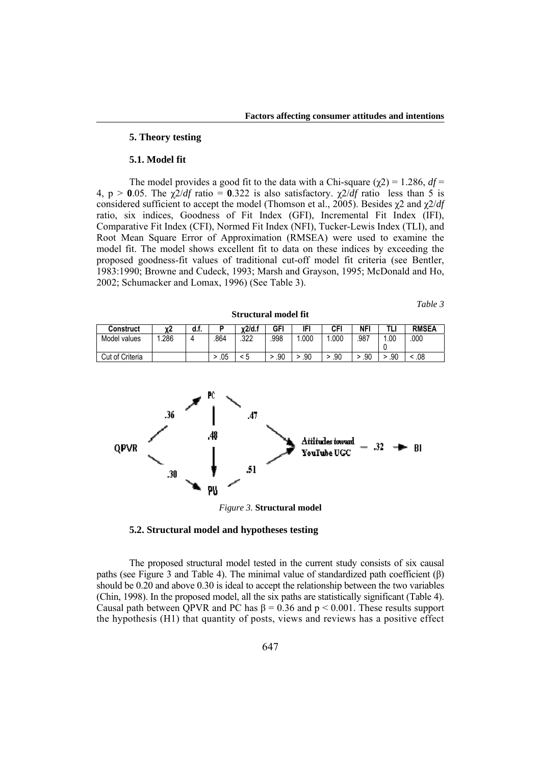## 5. Theory testing

### 5.1. Model fit

The model provides a good fit to the data with a Chi-square ($\chi 2$) = 1.286, *df* = 4, p > **0**.05. The $\chi 2/df$ ratio = **0**.322 is also satisfactory. $\chi 2/df$ ratio less than 5 is considered sufficient to accept the model (Thomson et al., 2005). Besides $\chi 2$ and $\chi 2/df$ ratio, six indices, Goodness of Fit Index (GFI), Incremental Fit Index (IFI), Comparative Fit Index (CFI), Normed Fit Index (NFI), Tucker-Lewis Index (TLI), and Root Mean Square Error of Approximation (RMSEA) were used to examine the model fit. The model shows excellent fit to data on these indices by exceeding the proposed goodness-fit values of traditional cut-off model fit criteria (see Bentler, 1983:1990; Browne and Cudeck, 1993; Marsh and Grayson, 1995; McDonald and Ho, 2002; Schumacker and Lomax, 1996) (See Table 3).

*Table 3*

**Structural model fit**

| Construct | χ2 | d.f. | P | χ2/d.f | GFI | IFI | CFI | NFI | TLI | RMSEA |
|---|---|---|---|---|---|---|---|---|---|---|
| Model values | 1.286 | 4 | .864 | .322 | .998 | 1.000 | 1.000 | .987 | 1.000 | .000 |
| Cut of Criteria | | | > .05 | < 5 | > .90 | > .90 | > .90 | > .90 | > .90 | < .08 |

*Figure 3.* **Structural model**

### 5.2. Structural model and hypotheses testing

The proposed structural model tested in the current study consists of six causal paths (see Figure 3 and Table 4). The minimal value of standardized path coefficient (β) should be 0.20 and above 0.30 is ideal to accept the relationship between the two variables (Chin, 1998). In the proposed model, all the six paths are statistically significant (Table 4). Causal path between QPVR and PC has $\beta = 0.36$ and $p < 0.001$. These results support the hypothesis (H1) that quantity of posts, views and reviews has a positive effect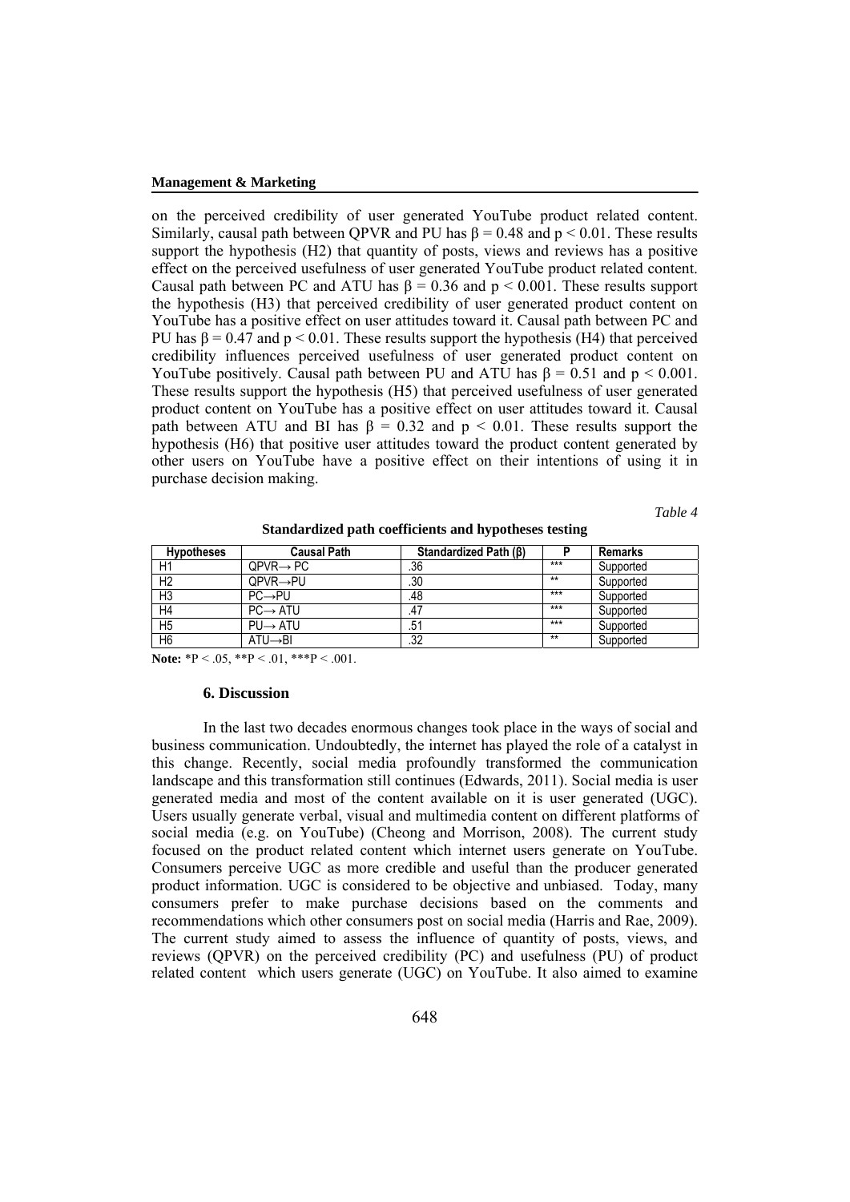on the perceived credibility of user generated YouTube product related content. Similarly, causal path between QPVR and PU has $\beta = 0.48$ and $p < 0.01$. These results support the hypothesis (H2) that quantity of posts, views and reviews has a positive effect on the perceived usefulness of user generated YouTube product related content. Causal path between PC and ATU has $\beta = 0.36$ and $p < 0.001$. These results support the hypothesis (H3) that perceived credibility of user generated product content on YouTube has a positive effect on user attitudes toward it. Causal path between PC and PU has $\beta = 0.47$ and $p < 0.01$. These results support the hypothesis (H4) that perceived credibility influences perceived usefulness of user generated product content on YouTube positively. Causal path between PU and ATU has $\beta = 0.51$ and $p < 0.001$. These results support the hypothesis (H5) that perceived usefulness of user generated product content on YouTube has a positive effect on user attitudes toward it. Causal path between ATU and BI has $\beta = 0.32$ and $p < 0.01$. These results support the hypothesis (H6) that positive user attitudes toward the product content generated by other users on YouTube have a positive effect on their intentions of using it in purchase decision making.

*Table 4*

**Standardized path coefficients and hypotheses testing**

| Hypotheses | Causal Path | Standardized Path (β) | P | Remarks |
|---|---|---|---|---|
| H1 | QPVR→ PC | .36 | *** | Supported |
| H2 | QPVR→PU | .30 | ** | Supported |
| H3 | PC→PU | .48 | *** | Supported |
| H4 | PC→ ATU | .47 | *** | Supported |
| H5 | PU→ ATU | .51 | *** | Supported |
| H6 | ATU→BI | .32 | ** | Supported |

**Note:** *P < .05, **P < .01, ***P < .001.

## 6. Discussion

In the last two decades enormous changes took place in the ways of social and business communication. Undoubtedly, the internet has played the role of a catalyst in this change. Recently, social media profoundly transformed the communication landscape and this transformation still continues (Edwards, 2011). Social media is user generated media and most of the content available on it is user generated (UGC). Users usually generate verbal, visual and multimedia content on different platforms of social media (e.g. on YouTube) (Cheong and Morrison, 2008). The current study focused on the product related content which internet users generate on YouTube. Consumers perceive UGC as more credible and useful than the producer generated product information. UGC is considered to be objective and unbiased. Today, many consumers prefer to make purchase decisions based on the comments and recommendations which other consumers post on social media (Harris and Rae, 2009). The current study aimed to assess the influence of quantity of posts, views, and reviews (QPVR) on the perceived credibility (PC) and usefulness (PU) of product related content which users generate (UGC) on YouTube. It also aimed to examine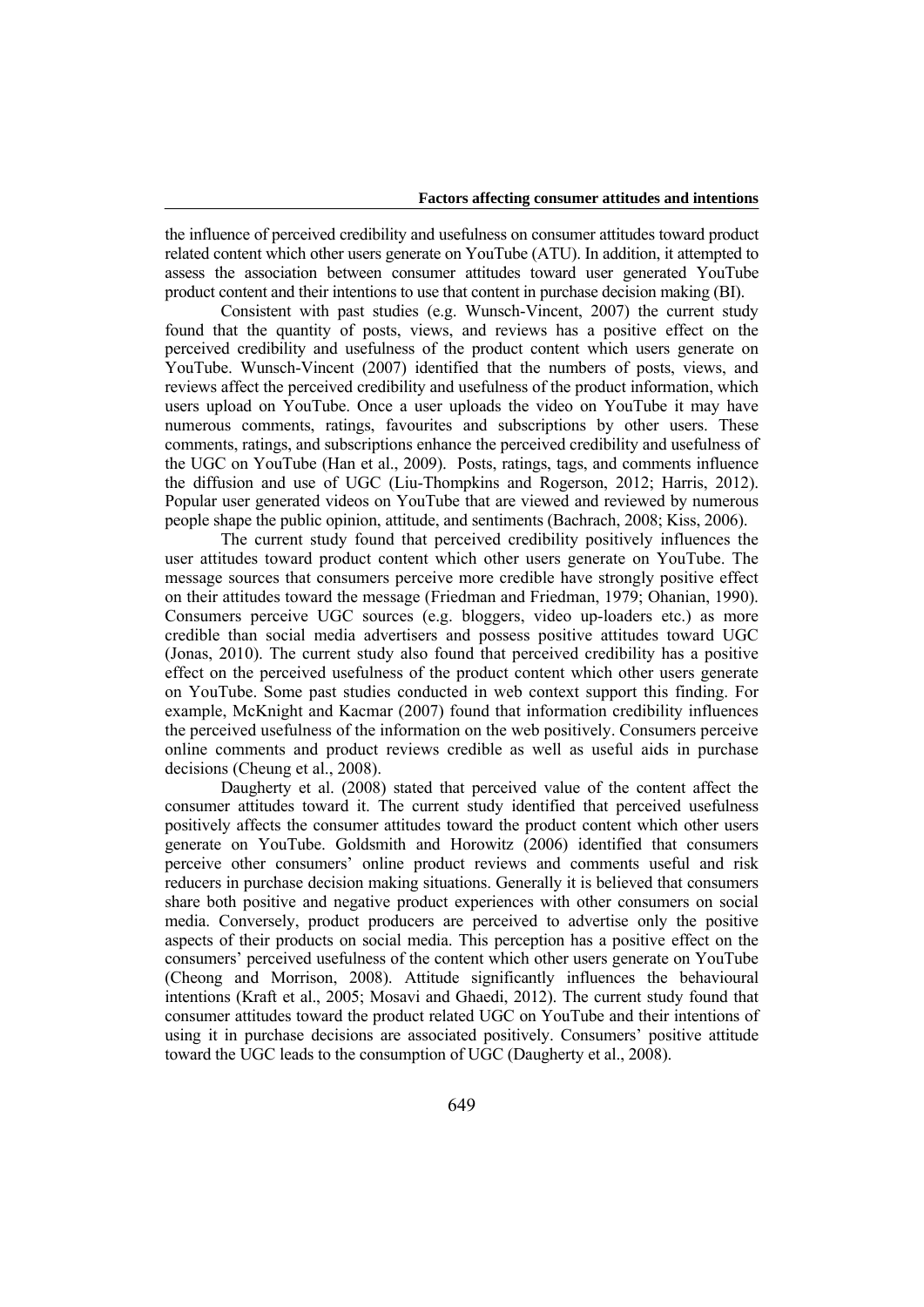the influence of perceived credibility and usefulness on consumer attitudes toward product related content which other users generate on YouTube (ATU). In addition, it attempted to assess the association between consumer attitudes toward user generated YouTube product content and their intentions to use that content in purchase decision making (BI).

Consistent with past studies (e.g. Wunsch-Vincent, 2007) the current study found that the quantity of posts, views, and reviews has a positive effect on the perceived credibility and usefulness of the product content which users generate on YouTube. Wunsch-Vincent (2007) identified that the numbers of posts, views, and reviews affect the perceived credibility and usefulness of the product information, which users upload on YouTube. Once a user uploads the video on YouTube it may have numerous comments, ratings, favourites and subscriptions by other users. These comments, ratings, and subscriptions enhance the perceived credibility and usefulness of the UGC on YouTube (Han et al., 2009). Posts, ratings, tags, and comments influence the diffusion and use of UGC (Liu-Thompkins and Rogerson, 2012; Harris, 2012). Popular user generated videos on YouTube that are viewed and reviewed by numerous people shape the public opinion, attitude, and sentiments (Bachrach, 2008; Kiss, 2006).

The current study found that perceived credibility positively influences the user attitudes toward product content which other users generate on YouTube. The message sources that consumers perceive more credible have strongly positive effect on their attitudes toward the message (Friedman and Friedman, 1979; Ohanian, 1990). Consumers perceive UGC sources (e.g. bloggers, video up-loaders etc.) as more credible than social media advertisers and possess positive attitudes toward UGC (Jonas, 2010). The current study also found that perceived credibility has a positive effect on the perceived usefulness of the product content which other users generate on YouTube. Some past studies conducted in web context support this finding. For example, McKnight and Kacmar (2007) found that information credibility influences the perceived usefulness of the information on the web positively. Consumers perceive online comments and product reviews credible as well as useful aids in purchase decisions (Cheung et al., 2008).

Daugherty et al. (2008) stated that perceived value of the content affect the consumer attitudes toward it. The current study identified that perceived usefulness positively affects the consumer attitudes toward the product content which other users generate on YouTube. Goldsmith and Horowitz (2006) identified that consumers perceive other consumers' online product reviews and comments useful and risk reducers in purchase decision making situations. Generally it is believed that consumers share both positive and negative product experiences with other consumers on social media. Conversely, product producers are perceived to advertise only the positive aspects of their products on social media. This perception has a positive effect on the consumers' perceived usefulness of the content which other users generate on YouTube (Cheong and Morrison, 2008). Attitude significantly influences the behavioural intentions (Kraft et al., 2005; Mosavi and Ghaedi, 2012). The current study found that consumer attitudes toward the product related UGC on YouTube and their intentions of using it in purchase decisions are associated positively. Consumers' positive attitude toward the UGC leads to the consumption of UGC (Daugherty et al., 2008).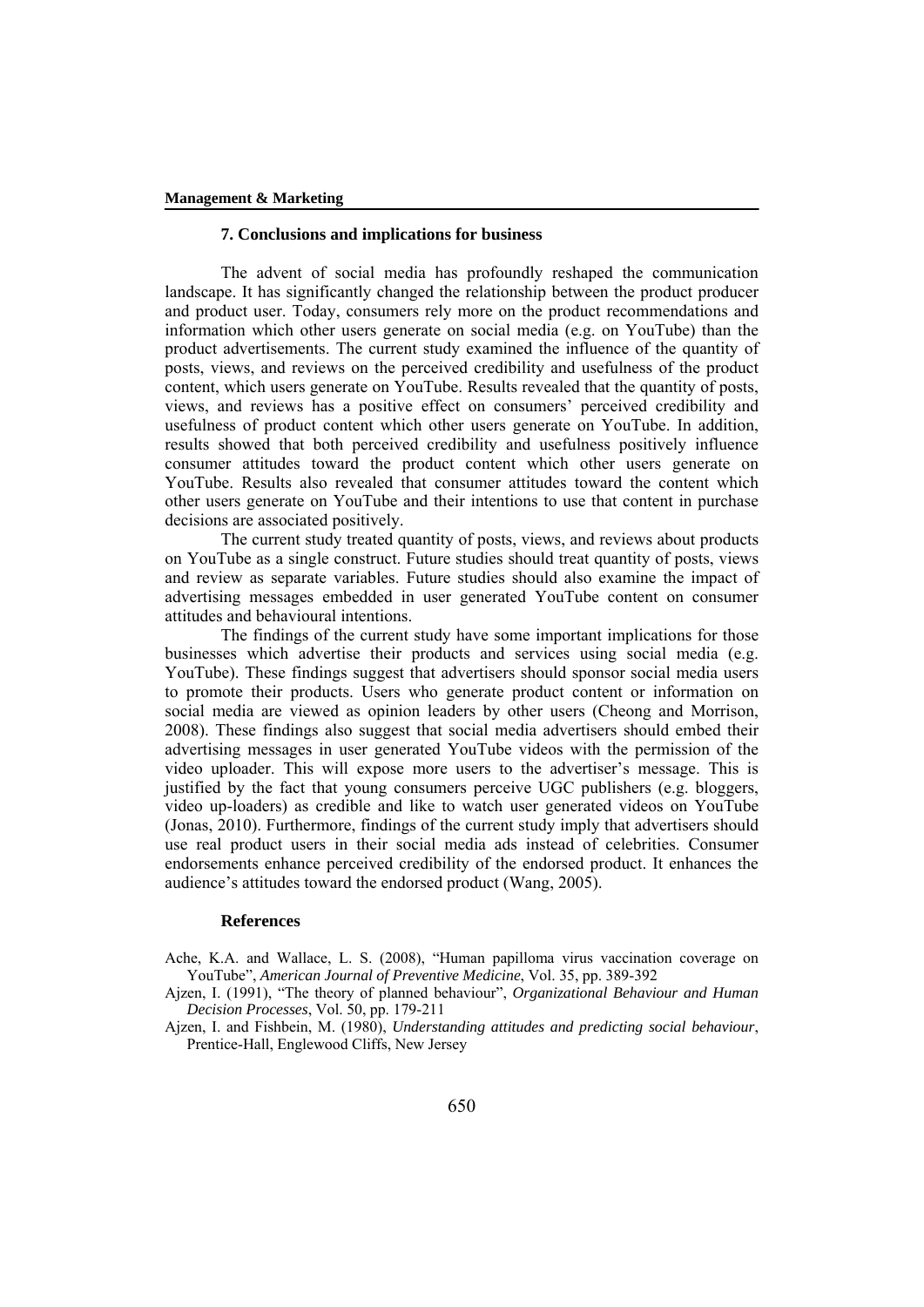## 7. Conclusions and implications for business

The advent of social media has profoundly reshaped the communication landscape. It has significantly changed the relationship between the product producer and product user. Today, consumers rely more on the product recommendations and information which other users generate on social media (e.g. on YouTube) than the product advertisements. The current study examined the influence of the quantity of posts, views, and reviews on the perceived credibility and usefulness of the product content, which users generate on YouTube. Results revealed that the quantity of posts, views, and reviews has a positive effect on consumers' perceived credibility and usefulness of product content which other users generate on YouTube. In addition, results showed that both perceived credibility and usefulness positively influence consumer attitudes toward the product content which other users generate on YouTube. Results also revealed that consumer attitudes toward the content which other users generate on YouTube and their intentions to use that content in purchase decisions are associated positively.

The current study treated quantity of posts, views, and reviews about products on YouTube as a single construct. Future studies should treat quantity of posts, views and review as separate variables. Future studies should also examine the impact of advertising messages embedded in user generated YouTube content on consumer attitudes and behavioural intentions.

The findings of the current study have some important implications for those businesses which advertise their products and services using social media (e.g. YouTube). These findings suggest that advertisers should sponsor social media users to promote their products. Users who generate product content or information on social media are viewed as opinion leaders by other users (Cheong and Morrison, 2008). These findings also suggest that social media advertisers should embed their advertising messages in user generated YouTube videos with the permission of the video uploader. This will expose more users to the advertiser's message. This is justified by the fact that young consumers perceive UGC publishers (e.g. bloggers, video up-loaders) as credible and like to watch user generated videos on YouTube (Jonas, 2010). Furthermore, findings of the current study imply that advertisers should use real product users in their social media ads instead of celebrities. Consumer endorsements enhance perceived credibility of the endorsed product. It enhances the audience's attitudes toward the endorsed product (Wang, 2005).

## References

Ache, K.A. and Wallace, L. S. (2008), "Human papilloma virus vaccination coverage on YouTube", *American Journal of Preventive Medicine*, Vol. 35, pp. 389-392

Ajzen, I. (1991), "The theory of planned behaviour", *Organizational Behaviour and Human Decision Processes*, Vol. 50, pp. 179-211

Ajzen, I. and Fishbein, M. (1980), *Understanding attitudes and predicting social behaviour*, Prentice-Hall, Englewood Cliffs, New Jersey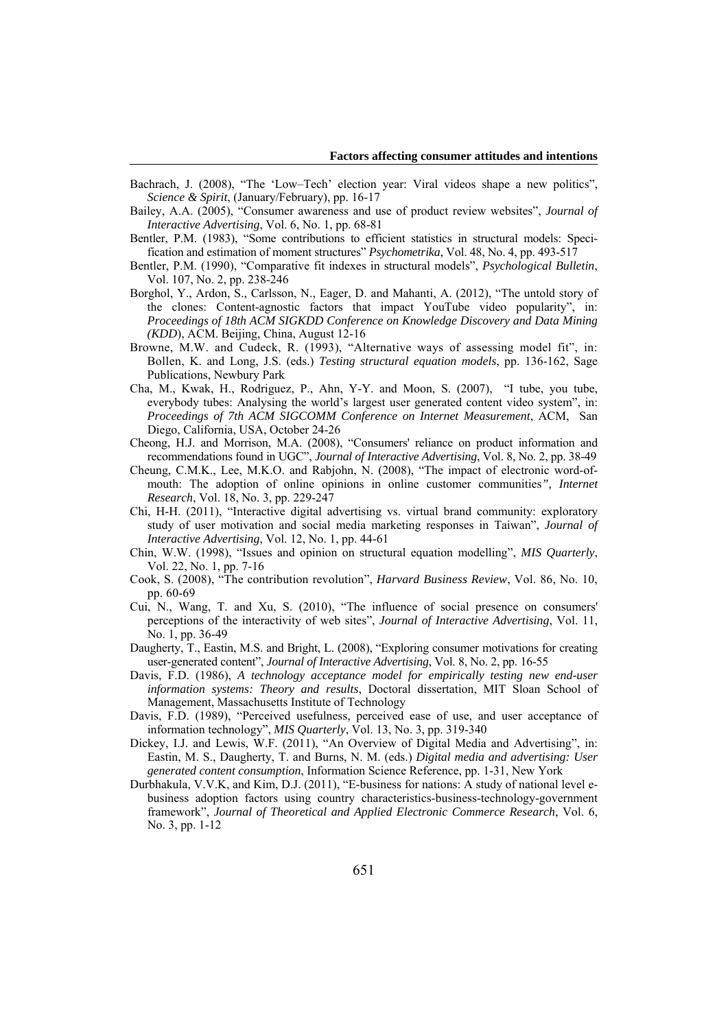Bachrach, J. (2008), "The 'Low–Tech' election year: Viral videos shape a new politics", *Science & Spirit*, (January/February), pp. 16-17

Bailey, A.A. (2005), "Consumer awareness and use of product review websites", *Journal of Interactive Advertising*, Vol. 6, No. 1, pp. 68-81

Bentler, P.M. (1983), "Some contributions to efficient statistics in structural models: Specification and estimation of moment structures" *Psychometrika*, Vol. 48, No. 4, pp. 493-517

Bentler, P.M. (1990), "Comparative fit indexes in structural models", *Psychological Bulletin*, Vol. 107, No. 2, pp. 238-246

Borghol, Y., Ardon, S., Carlsson, N., Eager, D. and Mahanti, A. (2012), "The untold story of the clones: Content-agnostic factors that impact YouTube video popularity", in: *Proceedings of 18th ACM SIGKDD Conference on Knowledge Discovery and Data Mining (KDD*), ACM. Beijing, China, August 12-16

Browne, M.W. and Cudeck, R. (1993), "Alternative ways of assessing model fit", in: Bollen, K. and Long, J.S. (eds.) *Testing structural equation models*, pp. 136-162, Sage Publications, Newbury Park

Cha, M., Kwak, H., Rodriguez, P., Ahn, Y-Y. and Moon, S. (2007), "I tube, you tube, everybody tubes: Analysing the world's largest user generated content video system", in: *Proceedings of 7th ACM SIGCOMM Conference on Internet Measurement*, ACM, San Diego, California, USA, October 24-26

Cheong, H.J. and Morrison, M.A. (2008), "Consumers' reliance on product information and recommendations found in UGC", *Journal of Interactive Advertising*, Vol. 8, No. 2, pp. 38-49

Cheung, C.M.K., Lee, M.K.O. and Rabjohn, N. (2008), "The impact of electronic word-of-mouth: The adoption of online opinions in online customer communities*", Internet Research*, Vol. 18, No. 3, pp. 229-247

Chi, H-H. (2011), "Interactive digital advertising vs. virtual brand community: exploratory study of user motivation and social media marketing responses in Taiwan", *Journal of Interactive Advertising*, Vol. 12, No. 1, pp. 44-61

Chin, W.W. (1998), "Issues and opinion on structural equation modelling", *MIS Quarterly*, Vol. 22, No. 1, pp. 7-16

Cook, S. (2008), "The contribution revolution", *Harvard Business Review*, Vol. 86, No. 10, pp. 60-69

Cui, N., Wang, T. and Xu, S. (2010), "The influence of social presence on consumers' perceptions of the interactivity of web sites", *Journal of Interactive Advertising*, Vol. 11, No. 1, pp. 36-49

Daugherty, T., Eastin, M.S. and Bright, L. (2008), "Exploring consumer motivations for creating user-generated content", *Journal of Interactive Advertising*, Vol. 8, No. 2, pp. 16-55

Davis, F.D. (1986), *A technology acceptance model for empirically testing new end-user information systems: Theory and results*, Doctoral dissertation, MIT Sloan School of Management, Massachusetts Institute of Technology

Davis, F.D. (1989), "Perceived usefulness, perceived ease of use, and user acceptance of information technology", *MIS Quarterly*, Vol. 13, No. 3, pp. 319-340

Dickey, I.J. and Lewis, W.F. (2011), "An Overview of Digital Media and Advertising", in: Eastin, M. S., Daugherty, T. and Burns, N. M. (eds.) *Digital media and advertising: User generated content consumption*, Information Science Reference, pp. 1-31, New York

Durbhakula, V.V.K, and Kim, D.J. (2011), "E-business for nations: A study of national level e-business adoption factors using country characteristics-business-technology-government framework", *Journal of Theoretical and Applied Electronic Commerce Research*, Vol. 6, No. 3, pp. 1-12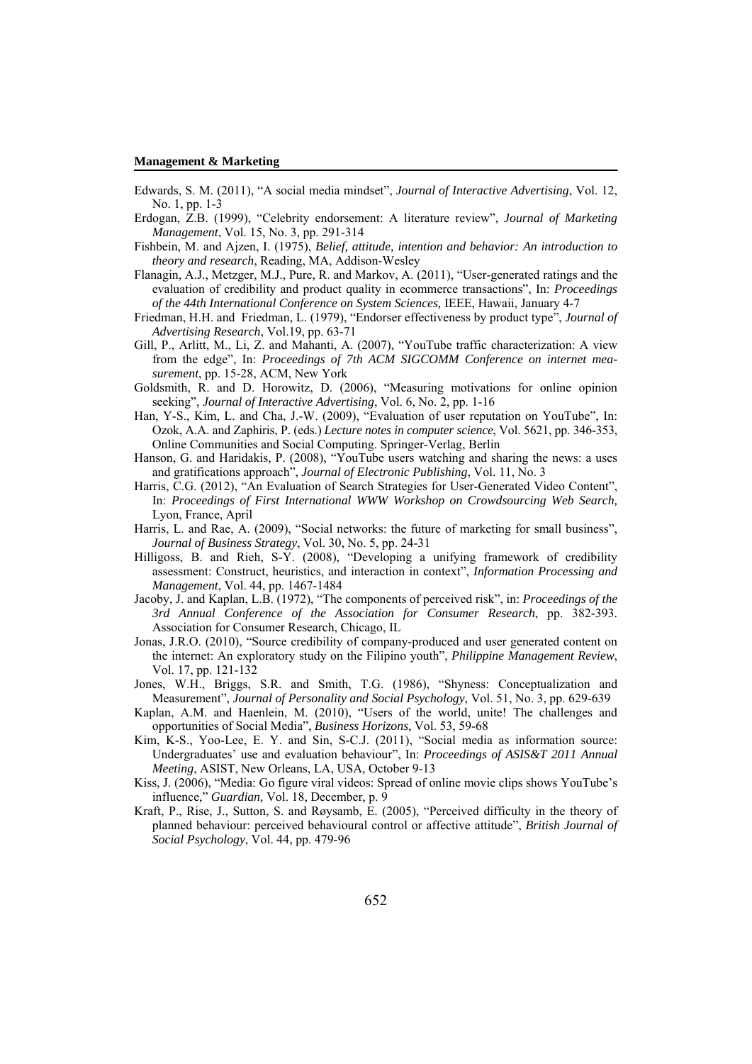Edwards, S. M. (2011), "A social media mindset", *Journal of Interactive Advertising*, Vol. 12, No. 1, pp. 1-3

Erdogan, Z.B. (1999), "Celebrity endorsement: A literature review", *Journal of Marketing Management*, Vol. 15, No. 3, pp. 291-314

Fishbein, M. and Ajzen, I. (1975), *Belief, attitude, intention and behavior: An introduction to theory and research*, Reading, MA, Addison-Wesley

Flanagin, A.J., Metzger, M.J., Pure, R. and Markov, A. (2011), "User-generated ratings and the evaluation of credibility and product quality in ecommerce transactions", In: *Proceedings of the 44th International Conference on System Sciences,* IEEE, Hawaii, January 4-7

Friedman, H.H. and Friedman, L. (1979), "Endorser effectiveness by product type", *Journal of Advertising Research*, Vol.19, pp. 63-71

Gill, P., Arlitt, M., Li, Z. and Mahanti, A. (2007), "YouTube traffic characterization: A view from the edge", In: *Proceedings of 7th ACM SIGCOMM Conference on internet measurement*, pp. 15-28, ACM, New York

Goldsmith, R. and D. Horowitz, D. (2006), "Measuring motivations for online opinion seeking", *Journal of Interactive Advertising*, Vol. 6, No. 2, pp. 1-16

Han, Y-S., Kim, L. and Cha, J.-W. (2009), "Evaluation of user reputation on YouTube", In: Ozok, A.A. and Zaphiris, P. (eds.) *Lecture notes in computer science*, Vol. 5621, pp. 346-353, Online Communities and Social Computing. Springer-Verlag, Berlin

Hanson, G. and Haridakis, P. (2008), "YouTube users watching and sharing the news: a uses and gratifications approach", *Journal of Electronic Publishing*, Vol. 11, No. 3

Harris, C.G. (2012), "An Evaluation of Search Strategies for User-Generated Video Content", In: *Proceedings of First International WWW Workshop on Crowdsourcing Web Search,* Lyon, France, April

Harris, L. and Rae, A. (2009), "Social networks: the future of marketing for small business", *Journal of Business Strategy*, Vol. 30, No. 5, pp. 24-31

Hilligoss, B. and Rieh, S-Y. (2008), "Developing a unifying framework of credibility assessment: Construct, heuristics, and interaction in context", *Information Processing and Management*, Vol. 44, pp. 1467-1484

Jacoby, J. and Kaplan, L.B. (1972), "The components of perceived risk", in: *Proceedings of the 3rd Annual Conference of the Association for Consumer Research*, pp. 382-393. Association for Consumer Research, Chicago, IL

Jonas, J.R.O. (2010), "Source credibility of company-produced and user generated content on the internet: An exploratory study on the Filipino youth", *Philippine Management Review*, Vol. 17, pp. 121-132

Jones, W.H., Briggs, S.R. and Smith, T.G. (1986), "Shyness: Conceptualization and Measurement", *Journal of Personality and Social Psychology*, Vol. 51, No. 3, pp. 629-639

Kaplan, A.M. and Haenlein, M. (2010), "Users of the world, unite! The challenges and opportunities of Social Media", *Business Horizons*, Vol. 53, 59-68

Kim, K-S., Yoo-Lee, E. Y. and Sin, S-C.J. (2011), "Social media as information source: Undergraduates' use and evaluation behaviour", In: *Proceedings of ASIS&T 2011 Annual Meeting*, ASIST, New Orleans, LA, USA, October 9-13

Kiss, J. (2006), "Media: Go figure viral videos: Spread of online movie clips shows YouTube's influence," *Guardian,* Vol. 18, December, p. 9

Kraft, P., Rise, J., Sutton, S. and Røysamb, E. (2005), "Perceived difficulty in the theory of planned behaviour: perceived behavioural control or affective attitude", *British Journal of Social Psychology*, Vol. 44, pp. 479-96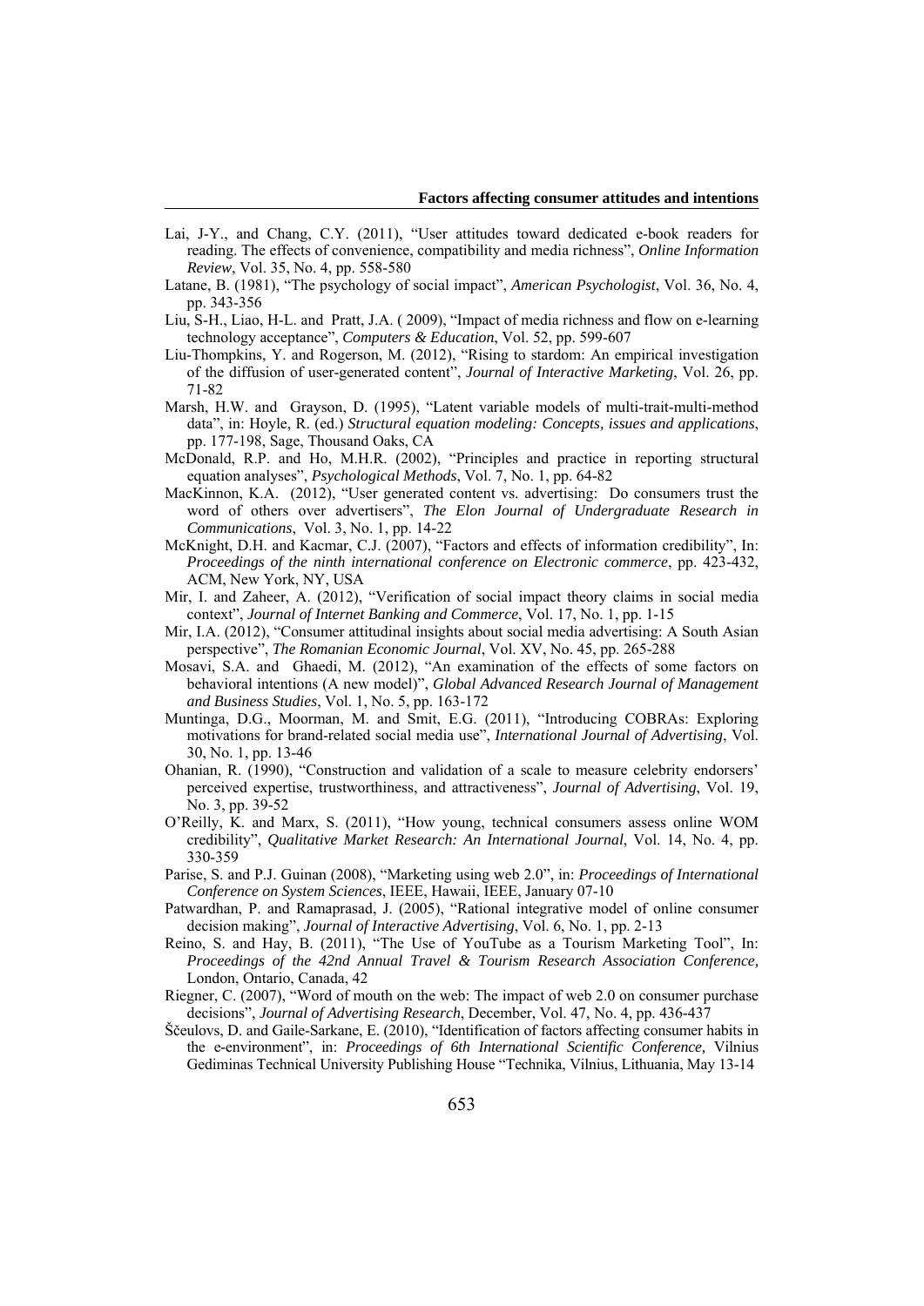Lai, J-Y., and Chang, C.Y. (2011), "User attitudes toward dedicated e-book readers for reading. The effects of convenience, compatibility and media richness", *Online Information Review*, Vol. 35, No. 4, pp. 558-580

Latane, B. (1981), "The psychology of social impact", *American Psychologist*, Vol. 36, No. 4, pp. 343-356

Liu, S-H., Liao, H-L. and Pratt, J.A. ( 2009), "Impact of media richness and flow on e-learning technology acceptance", *Computers & Education*, Vol. 52, pp. 599-607

Liu-Thompkins, Y. and Rogerson, M. (2012), "Rising to stardom: An empirical investigation of the diffusion of user-generated content", *Journal of Interactive Marketing*, Vol. 26, pp. 71-82

Marsh, H.W. and Grayson, D. (1995), "Latent variable models of multi-trait-multi-method data", in: Hoyle, R. (ed.) *Structural equation modeling: Concepts, issues and applications*, pp. 177-198, Sage, Thousand Oaks, CA

McDonald, R.P. and Ho, M.H.R. (2002), "Principles and practice in reporting structural equation analyses", *Psychological Methods*, Vol. 7, No. 1, pp. 64-82

MacKinnon, K.A. (2012), "User generated content vs. advertising: Do consumers trust the word of others over advertisers", *The Elon Journal of Undergraduate Research in Communications*, Vol. 3, No. 1, pp. 14-22

McKnight, D.H. and Kacmar, C.J. (2007), "Factors and effects of information credibility", In: *Proceedings of the ninth international conference on Electronic commerce*, pp. 423-432, ACM, New York, NY, USA

Mir, I. and Zaheer, A. (2012), "Verification of social impact theory claims in social media context", *Journal of Internet Banking and Commerce*, Vol. 17, No. 1, pp. 1-15

Mir, I.A. (2012), "Consumer attitudinal insights about social media advertising: A South Asian perspective", *The Romanian Economic Journal*, Vol. XV, No. 45, pp. 265-288

Mosavi, S.A. and Ghaedi, M. (2012), "An examination of the effects of some factors on behavioral intentions (A new model)", *Global Advanced Research Journal of Management and Business Studies*, Vol. 1, No. 5, pp. 163-172

Muntinga, D.G., Moorman, M. and Smit, E.G. (2011), "Introducing COBRAs: Exploring motivations for brand-related social media use", *International Journal of Advertising*, Vol. 30, No. 1, pp. 13-46

Ohanian, R. (1990), "Construction and validation of a scale to measure celebrity endorsers' perceived expertise, trustworthiness, and attractiveness", *Journal of Advertising*, Vol. 19, No. 3, pp. 39-52

O'Reilly, K. and Marx, S. (2011), "How young, technical consumers assess online WOM credibility", *Qualitative Market Research: An International Journal*, Vol. 14, No. 4, pp. 330-359

Parise, S. and P.J. Guinan (2008), "Marketing using web 2.0", in: *Proceedings of International Conference on System Sciences*, IEEE, Hawaii, IEEE, January 07-10

Patwardhan, P. and Ramaprasad, J. (2005), "Rational integrative model of online consumer decision making", *Journal of Interactive Advertising*, Vol. 6, No. 1, pp. 2-13

Reino, S. and Hay, B. (2011), "The Use of YouTube as a Tourism Marketing Tool", In: *Proceedings of the 42nd Annual Travel & Tourism Research Association Conference,* London, Ontario, Canada, 42

Riegner, C. (2007), "Word of mouth on the web: The impact of web 2.0 on consumer purchase decisions", *Journal of Advertising Research*, December, Vol. 47, No. 4, pp. 436-437

Ščeulovs, D. and Gaile-Sarkane, E. (2010), "Identification of factors affecting consumer habits in the e-environment", in: *Proceedings of 6th International Scientific Conference,* Vilnius Gediminas Technical University Publishing House "Technika, Vilnius, Lithuania, May 13-14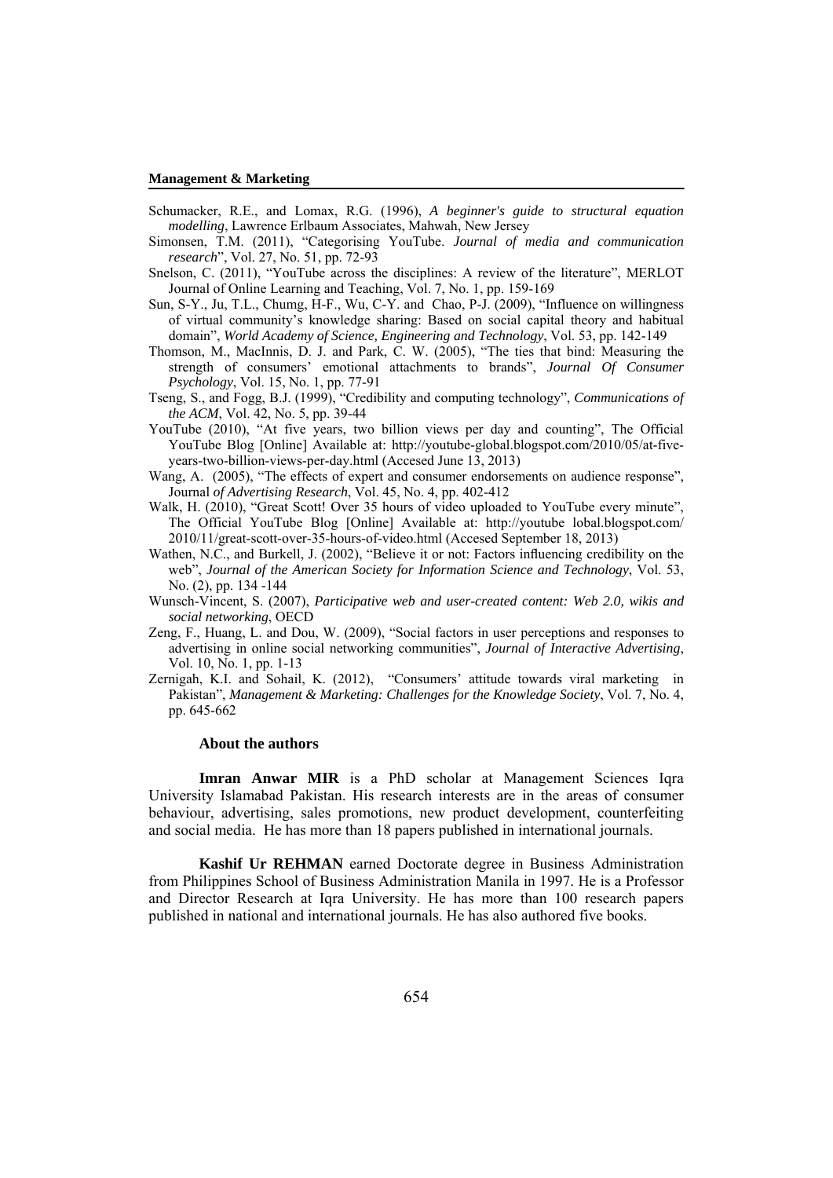Schumacker, R.E., and Lomax, R.G. (1996), *A beginner's guide to structural equation modelling*, Lawrence Erlbaum Associates, Mahwah, New Jersey

Simonsen, T.M. (2011), "Categorising YouTube. *Journal of media and communication research*", Vol. 27, No. 51, pp. 72-93

Snelson, C. (2011), "YouTube across the disciplines: A review of the literature", MERLOT Journal of Online Learning and Teaching, Vol. 7, No. 1, pp. 159-169

Sun, S-Y., Ju, T.L., Chumg, H-F., Wu, C-Y. and Chao, P-J. (2009), "Influence on willingness of virtual community's knowledge sharing: Based on social capital theory and habitual domain", *World Academy of Science, Engineering and Technology*, Vol. 53, pp. 142-149

Thomson, M., MacInnis, D. J. and Park, C. W. (2005), "The ties that bind: Measuring the strength of consumers' emotional attachments to brands", *Journal Of Consumer Psychology*, Vol. 15, No. 1, pp. 77-91

Tseng, S., and Fogg, B.J. (1999), "Credibility and computing technology", *Communications of the ACM*, Vol. 42, No. 5, pp. 39-44

YouTube (2010), "At five years, two billion views per day and counting", The Official YouTube Blog [Online] Available at: http://youtube-global.blogspot.com/2010/05/at-five-years-two-billion-views-per-day.html (Accesed June 13, 2013)

Wang, A. (2005), "The effects of expert and consumer endorsements on audience response", Journal *of Advertising Research*, Vol. 45, No. 4, pp. 402-412

Walk, H. (2010), "Great Scott! Over 35 hours of video uploaded to YouTube every minute", The Official YouTube Blog [Online] Available at: http://youtube lobal.blogspot.com/ 2010/11/great-scott-over-35-hours-of-video.html (Accesed September 18, 2013)

Wathen, N.C., and Burkell, J. (2002), "Believe it or not: Factors influencing credibility on the web", *Journal of the American Society for Information Science and Technology*, Vol. 53, No. (2), pp. 134 -144

Wunsch-Vincent, S. (2007), *Participative web and user-created content: Web 2.0, wikis and social networking*, OECD

Zeng, F., Huang, L. and Dou, W. (2009), "Social factors in user perceptions and responses to advertising in online social networking communities", *Journal of Interactive Advertising*, Vol. 10, No. 1, pp. 1-13

Zernigah, K.I. and Sohail, K. (2012), "Consumers' attitude towards viral marketing in Pakistan", *Management & Marketing: Challenges for the Knowledge Society*, Vol. 7, No. 4, pp. 645-662

### About the authors

**Imran Anwar MIR** is a PhD scholar at Management Sciences Iqra University Islamabad Pakistan. His research interests are in the areas of consumer behaviour, advertising, sales promotions, new product development, counterfeiting and social media. He has more than 18 papers published in international journals.

**Kashif Ur REHMAN** earned Doctorate degree in Business Administration from Philippines School of Business Administration Manila in 1997. He is a Professor and Director Research at Iqra University. He has more than 100 research papers published in national and international journals. He has also authored five books.